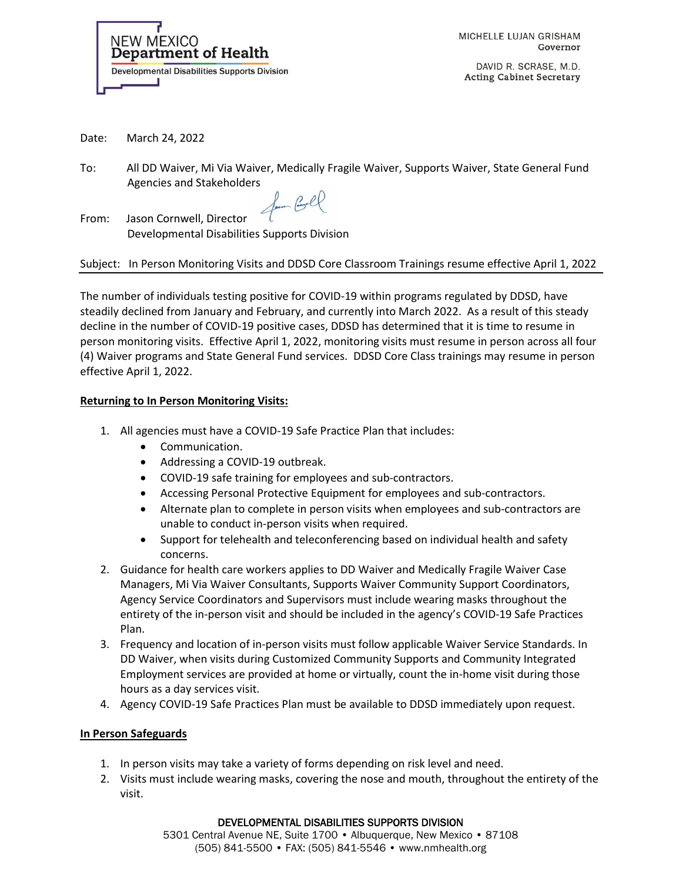NEW MEXICO
**Department of Health**
Developmental Disabilities Supports Division

MICHELLE LUJAN GRISHAM
Governor

DAVID R. SCRASE, M.D.
Acting Cabinet Secretary

Date: March 24, 2022

To: All DD Waiver, Mi Via Waiver, Medically Fragile Waiver, Supports Waiver, State General Fund Agencies and Stakeholders

From: Jason Cornwell, Director
Developmental Disabilities Supports Division

Subject: In Person Monitoring Visits and DDSD Core Classroom Trainings resume effective April 1, 2022

The number of individuals testing positive for COVID-19 within programs regulated by DDSD, have steadily declined from January and February, and currently into March 2022. As a result of this steady decline in the number of COVID-19 positive cases, DDSD has determined that it is time to resume in person monitoring visits. Effective April 1, 2022, monitoring visits must resume in person across all four (4) Waiver programs and State General Fund services. DDSD Core Class trainings may resume in person effective April 1, 2022.

**Returning to In Person Monitoring Visits:**

1. All agencies must have a COVID-19 Safe Practice Plan that includes:
   - Communication.
   - Addressing a COVID-19 outbreak.
   - COVID-19 safe training for employees and sub-contractors.
   - Accessing Personal Protective Equipment for employees and sub-contractors.
   - Alternate plan to complete in person visits when employees and sub-contractors are unable to conduct in-person visits when required.
   - Support for telehealth and teleconferencing based on individual health and safety concerns.
2. Guidance for health care workers applies to DD Waiver and Medically Fragile Waiver Case Managers, Mi Via Waiver Consultants, Supports Waiver Community Support Coordinators, Agency Service Coordinators and Supervisors must include wearing masks throughout the entirety of the in-person visit and should be included in the agency's COVID-19 Safe Practices Plan.
3. Frequency and location of in-person visits must follow applicable Waiver Service Standards. In DD Waiver, when visits during Customized Community Supports and Community Integrated Employment services are provided at home or virtually, count the in-home visit during those hours as a day services visit.
4. Agency COVID-19 Safe Practices Plan must be available to DDSD immediately upon request.

**In Person Safeguards**

1. In person visits may take a variety of forms depending on risk level and need.
2. Visits must include wearing masks, covering the nose and mouth, throughout the entirety of the visit.

DEVELOPMENTAL DISABILITIES SUPPORTS DIVISION
5301 Central Avenue NE, Suite 1700 • Albuquerque, New Mexico • 87108
(505) 841-5500 • FAX: (505) 841-5546 • www.nmhealth.org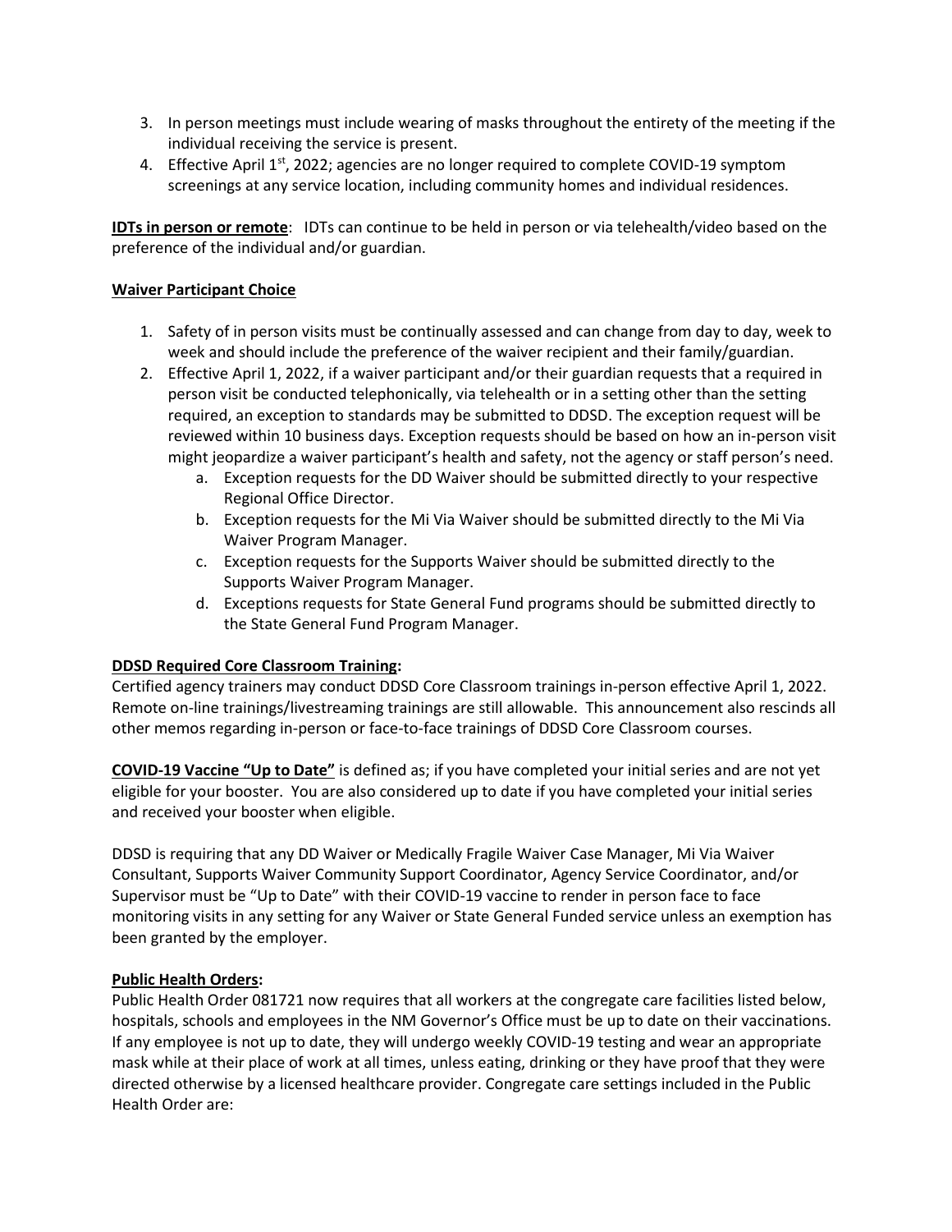3. In person meetings must include wearing of masks throughout the entirety of the meeting if the individual receiving the service is present.
4. Effective April 1st, 2022; agencies are no longer required to complete COVID-19 symptom screenings at any service location, including community homes and individual residences.

**IDTs in person or remote**: IDTs can continue to be held in person or via telehealth/video based on the preference of the individual and/or guardian.

**Waiver Participant Choice**

1. Safety of in person visits must be continually assessed and can change from day to day, week to week and should include the preference of the waiver recipient and their family/guardian.
2. Effective April 1, 2022, if a waiver participant and/or their guardian requests that a required in person visit be conducted telephonically, via telehealth or in a setting other than the setting required, an exception to standards may be submitted to DDSD. The exception request will be reviewed within 10 business days. Exception requests should be based on how an in-person visit might jeopardize a waiver participant's health and safety, not the agency or staff person's need.
   a. Exception requests for the DD Waiver should be submitted directly to your respective Regional Office Director.
   b. Exception requests for the Mi Via Waiver should be submitted directly to the Mi Via Waiver Program Manager.
   c. Exception requests for the Supports Waiver should be submitted directly to the Supports Waiver Program Manager.
   d. Exceptions requests for State General Fund programs should be submitted directly to the State General Fund Program Manager.

**DDSD Required Core Classroom Training:**
Certified agency trainers may conduct DDSD Core Classroom trainings in-person effective April 1, 2022. Remote on-line trainings/livestreaming trainings are still allowable. This announcement also rescinds all other memos regarding in-person or face-to-face trainings of DDSD Core Classroom courses.

**COVID-19 Vaccine "Up to Date"** is defined as; if you have completed your initial series and are not yet eligible for your booster. You are also considered up to date if you have completed your initial series and received your booster when eligible.

DDSD is requiring that any DD Waiver or Medically Fragile Waiver Case Manager, Mi Via Waiver Consultant, Supports Waiver Community Support Coordinator, Agency Service Coordinator, and/or Supervisor must be "Up to Date" with their COVID-19 vaccine to render in person face to face monitoring visits in any setting for any Waiver or State General Funded service unless an exemption has been granted by the employer.

**Public Health Orders:**
Public Health Order 081721 now requires that all workers at the congregate care facilities listed below, hospitals, schools and employees in the NM Governor's Office must be up to date on their vaccinations. If any employee is not up to date, they will undergo weekly COVID-19 testing and wear an appropriate mask while at their place of work at all times, unless eating, drinking or they have proof that they were directed otherwise by a licensed healthcare provider. Congregate care settings included in the Public Health Order are: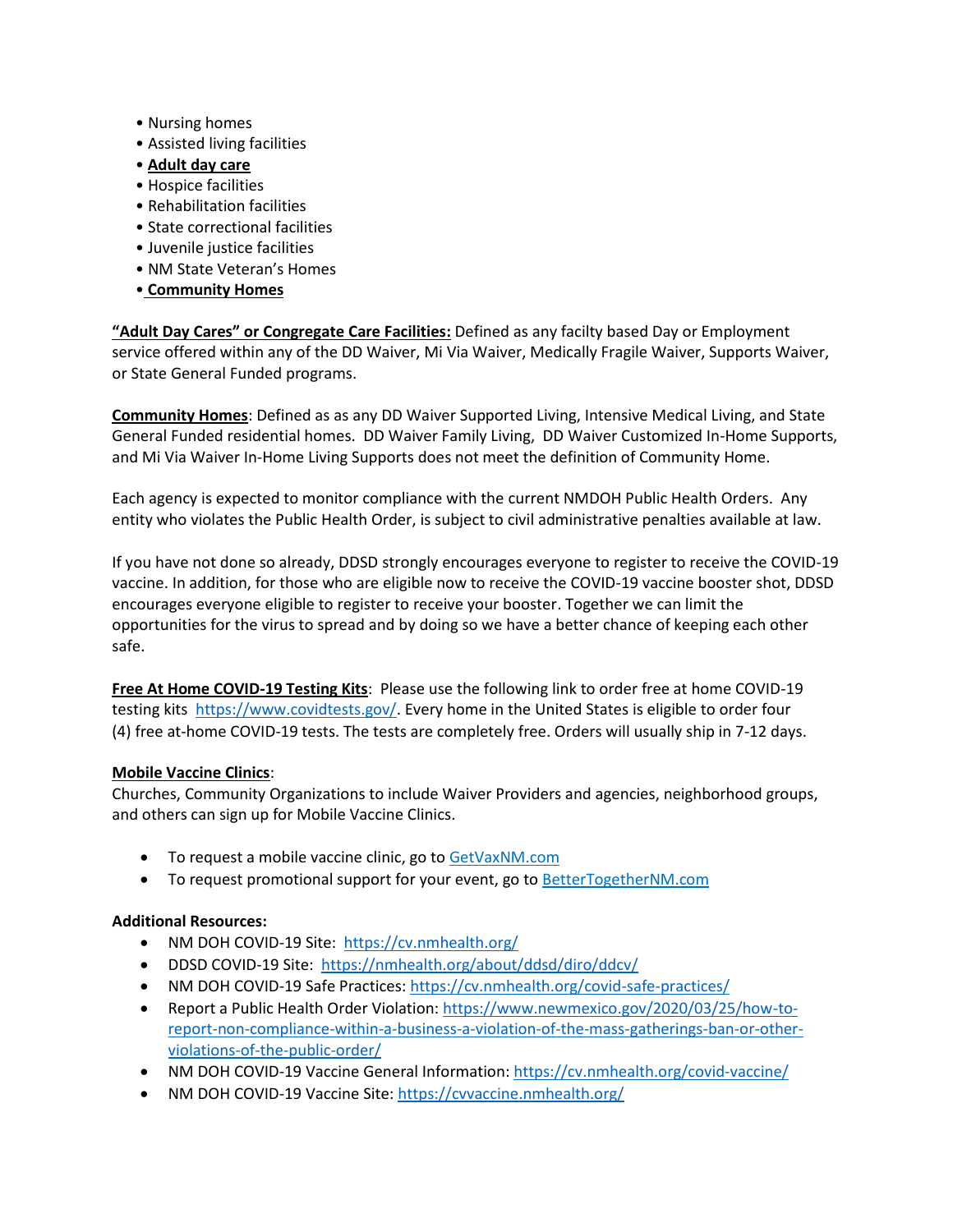- Nursing homes
- Assisted living facilities
- **Adult day care**
- Hospice facilities
- Rehabilitation facilities
- State correctional facilities
- Juvenile justice facilities
- NM State Veteran's Homes
- **Community Homes**

**"Adult Day Cares" or Congregate Care Facilities:** Defined as any facilty based Day or Employment service offered within any of the DD Waiver, Mi Via Waiver, Medically Fragile Waiver, Supports Waiver, or State General Funded programs.

**Community Homes**: Defined as as any DD Waiver Supported Living, Intensive Medical Living, and State General Funded residential homes. DD Waiver Family Living, DD Waiver Customized In-Home Supports, and Mi Via Waiver In-Home Living Supports does not meet the definition of Community Home.

Each agency is expected to monitor compliance with the current NMDOH Public Health Orders. Any entity who violates the Public Health Order, is subject to civil administrative penalties available at law.

If you have not done so already, DDSD strongly encourages everyone to register to receive the COVID-19 vaccine. In addition, for those who are eligible now to receive the COVID-19 vaccine booster shot, DDSD encourages everyone eligible to register to receive your booster. Together we can limit the opportunities for the virus to spread and by doing so we have a better chance of keeping each other safe.

**Free At Home COVID-19 Testing Kits**: Please use the following link to order free at home COVID-19 testing kits https://www.covidtests.gov/. Every home in the United States is eligible to order four (4) free at-home COVID-19 tests. The tests are completely free. Orders will usually ship in 7-12 days.

**Mobile Vaccine Clinics**:
Churches, Community Organizations to include Waiver Providers and agencies, neighborhood groups, and others can sign up for Mobile Vaccine Clinics.

- To request a mobile vaccine clinic, go to GetVaxNM.com
- To request promotional support for your event, go to BetterTogetherNM.com

**Additional Resources:**

- NM DOH COVID-19 Site: https://cv.nmhealth.org/
- DDSD COVID-19 Site: https://nmhealth.org/about/ddsd/diro/ddcv/
- NM DOH COVID-19 Safe Practices: https://cv.nmhealth.org/covid-safe-practices/
- Report a Public Health Order Violation: https://www.newmexico.gov/2020/03/25/how-to-report-non-compliance-within-a-business-a-violation-of-the-mass-gatherings-ban-or-other-violations-of-the-public-order/
- NM DOH COVID-19 Vaccine General Information: https://cv.nmhealth.org/covid-vaccine/
- NM DOH COVID-19 Vaccine Site: https://cvvaccine.nmhealth.org/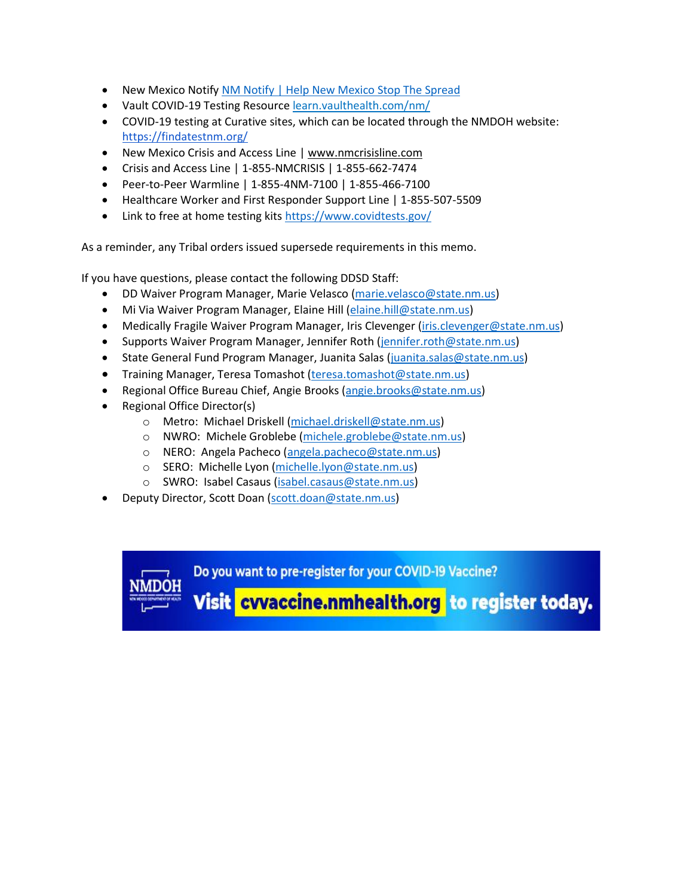- New Mexico Notify NM Notify | Help New Mexico Stop The Spread
- Vault COVID-19 Testing Resource learn.vaulthealth.com/nm/
- COVID-19 testing at Curative sites, which can be located through the NMDOH website: https://findatestnm.org/
- New Mexico Crisis and Access Line | www.nmcrisisline.com
- Crisis and Access Line | 1-855-NMCRISIS | 1-855-662-7474
- Peer-to-Peer Warmline | 1-855-4NM-7100 | 1-855-466-7100
- Healthcare Worker and First Responder Support Line | 1-855-507-5509
- Link to free at home testing kits https://www.covidtests.gov/

As a reminder, any Tribal orders issued supersede requirements in this memo.

If you have questions, please contact the following DDSD Staff:

- DD Waiver Program Manager, Marie Velasco (marie.velasco@state.nm.us)
- Mi Via Waiver Program Manager, Elaine Hill (elaine.hill@state.nm.us)
- Medically Fragile Waiver Program Manager, Iris Clevenger (iris.clevenger@state.nm.us)
- Supports Waiver Program Manager, Jennifer Roth (jennifer.roth@state.nm.us)
- State General Fund Program Manager, Juanita Salas (juanita.salas@state.nm.us)
- Training Manager, Teresa Tomashot (teresa.tomashot@state.nm.us)
- Regional Office Bureau Chief, Angie Brooks (angie.brooks@state.nm.us)
- Regional Office Director(s)
  - Metro: Michael Driskell (michael.driskell@state.nm.us)
  - NWRO: Michele Groblebe (michele.groblebe@state.nm.us)
  - NERO: Angela Pacheco (angela.pacheco@state.nm.us)
  - SERO: Michelle Lyon (michelle.lyon@state.nm.us)
  - SWRO: Isabel Casaus (isabel.casaus@state.nm.us)
- Deputy Director, Scott Doan (scott.doan@state.nm.us)

NMDOH

Do you want to pre-register for your COVID-19 Vaccine?

Visit **cvvaccine.nmhealth.org** to register today.